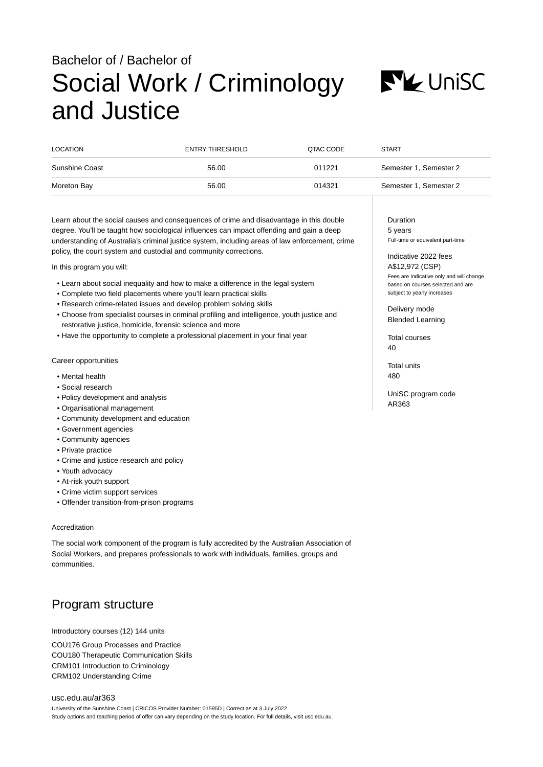Bachelor of / Bachelor of

# Social Work / Criminology and Justice

| LOCATION | ENTRY THRESHOLD | QTAC CODE | START |
|---|---|---|---|
| Sunshine Coast | 56.00 | 011221 | Semester 1, Semester 2 |
| Moreton Bay | 56.00 | 014321 | Semester 1, Semester 2 |

Learn about the social causes and consequences of crime and disadvantage in this double degree. You'll be taught how sociological influences can impact offending and gain a deep understanding of Australia's criminal justice system, including areas of law enforcement, crime policy, the court system and custodial and community corrections.

In this program you will:

- Learn about social inequality and how to make a difference in the legal system
- Complete two field placements where you'll learn practical skills
- Research crime-related issues and develop problem solving skills
- Choose from specialist courses in criminal profiling and intelligence, youth justice and restorative justice, homicide, forensic science and more
- Have the opportunity to complete a professional placement in your final year

Career opportunities

- Mental health
- Social research
- Policy development and analysis
- Organisational management
- Community development and education
- Government agencies
- Community agencies
- Private practice
- Crime and justice research and policy
- Youth advocacy
- At-risk youth support
- Crime victim support services
- Offender transition-from-prison programs

Accreditation

The social work component of the program is fully accredited by the Australian Association of Social Workers, and prepares professionals to work with individuals, families, groups and communities.

Duration
5 years
Full-time or equivalent part-time

Indicative 2022 fees
A$12,972 (CSP)
Fees are indicative only and will change based on courses selected and are subject to yearly increases

Delivery mode
Blended Learning

Total courses
40

Total units
480

UniSC program code
AR363

## Program structure

Introductory courses (12) 144 units

COU176 Group Processes and Practice
COU180 Therapeutic Communication Skills
CRM101 Introduction to Criminology
CRM102 Understanding Crime

usc.edu.au/ar363
University of the Sunshine Coast | CRICOS Provider Number: 01595D | Correct as at 3 July 2022
Study options and teaching period of offer can vary depending on the study location. For full details, visit usc.edu.au.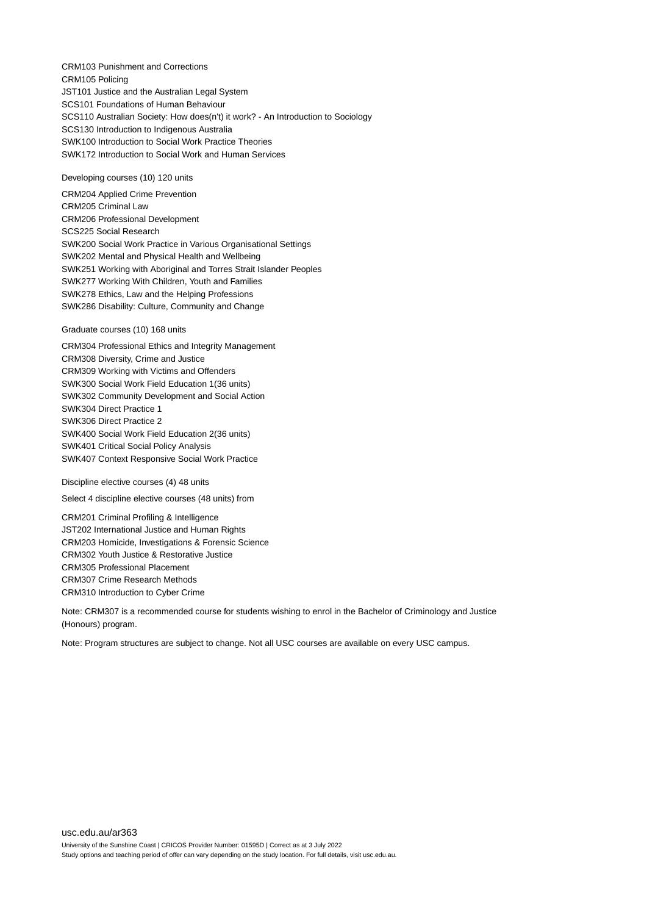CRM103 Punishment and Corrections
CRM105 Policing
JST101 Justice and the Australian Legal System
SCS101 Foundations of Human Behaviour
SCS110 Australian Society: How does(n't) it work? - An Introduction to Sociology
SCS130 Introduction to Indigenous Australia
SWK100 Introduction to Social Work Practice Theories
SWK172 Introduction to Social Work and Human Services

Developing courses (10) 120 units

CRM204 Applied Crime Prevention
CRM205 Criminal Law
CRM206 Professional Development
SCS225 Social Research
SWK200 Social Work Practice in Various Organisational Settings
SWK202 Mental and Physical Health and Wellbeing
SWK251 Working with Aboriginal and Torres Strait Islander Peoples
SWK277 Working With Children, Youth and Families
SWK278 Ethics, Law and the Helping Professions
SWK286 Disability: Culture, Community and Change

Graduate courses (10) 168 units

CRM304 Professional Ethics and Integrity Management
CRM308 Diversity, Crime and Justice
CRM309 Working with Victims and Offenders
SWK300 Social Work Field Education 1(36 units)
SWK302 Community Development and Social Action
SWK304 Direct Practice 1
SWK306 Direct Practice 2
SWK400 Social Work Field Education 2(36 units)
SWK401 Critical Social Policy Analysis
SWK407 Context Responsive Social Work Practice

Discipline elective courses (4) 48 units

Select 4 discipline elective courses (48 units) from

CRM201 Criminal Profiling & Intelligence
JST202 International Justice and Human Rights
CRM203 Homicide, Investigations & Forensic Science
CRM302 Youth Justice & Restorative Justice
CRM305 Professional Placement
CRM307 Crime Research Methods
CRM310 Introduction to Cyber Crime

Note: CRM307 is a recommended course for students wishing to enrol in the Bachelor of Criminology and Justice (Honours) program.

Note: Program structures are subject to change. Not all USC courses are available on every USC campus.

usc.edu.au/ar363

University of the Sunshine Coast | CRICOS Provider Number: 01595D | Correct as at 3 July 2022
Study options and teaching period of offer can vary depending on the study location. For full details, visit usc.edu.au.